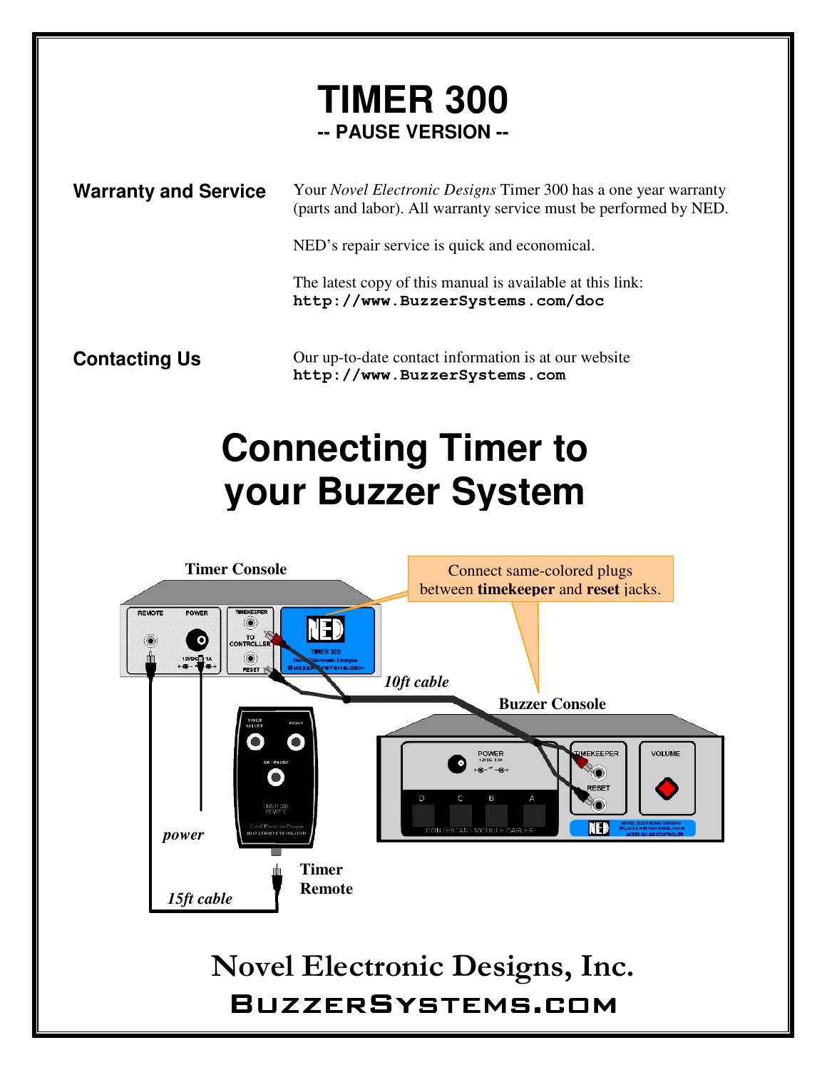# TIMER 300

## -- PAUSE VERSION --

### Warranty and Service

Your *Novel Electronic Designs* Timer 300 has a one year warranty (parts and labor). All warranty service must be performed by NED.

NED's repair service is quick and economical.

The latest copy of this manual is available at this link:
**`http://www.BuzzerSystems.com/doc`**

### Contacting Us

Our up-to-date contact information is at our website
**`http://www.BuzzerSystems.com`**

# Connecting Timer to your Buzzer System

**Timer Console**

Connect same-colored plugs between **timekeeper** and **reset** jacks.

*10ft cable*

**Buzzer Console**

*power*

**Timer Remote**

*15ft cable*

Novel Electronic Designs, Inc.

BUZZERSYSTEMS.COM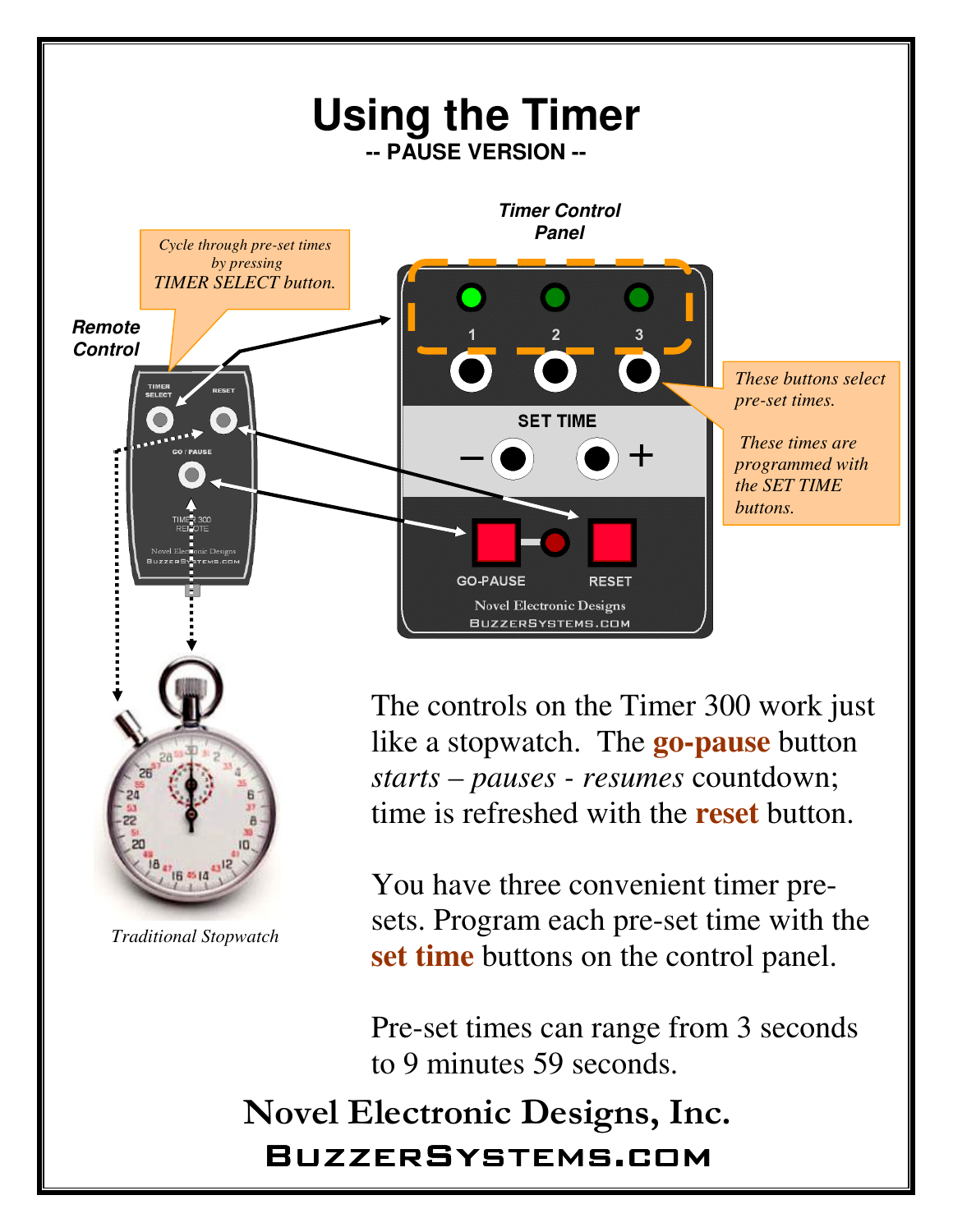# Using the Timer

**-- PAUSE VERSION --**

**Remote Control**

*Cycle through pre-set times by pressing TIMER SELECT button.*

**Timer Control Panel**

*These buttons select pre-set times.*

*These times are programmed with the SET TIME buttons.*

*Traditional Stopwatch*

The controls on the Timer 300 work just like a stopwatch. The **go-pause** button *starts – pauses - resumes* countdown; time is refreshed with the **reset** button.

You have three convenient timer pre-sets. Program each pre-set time with the **set time** buttons on the control panel.

Pre-set times can range from 3 seconds to 9 minutes 59 seconds.

**Novel Electronic Designs, Inc.**

**BUZZERSYSTEMS.COM**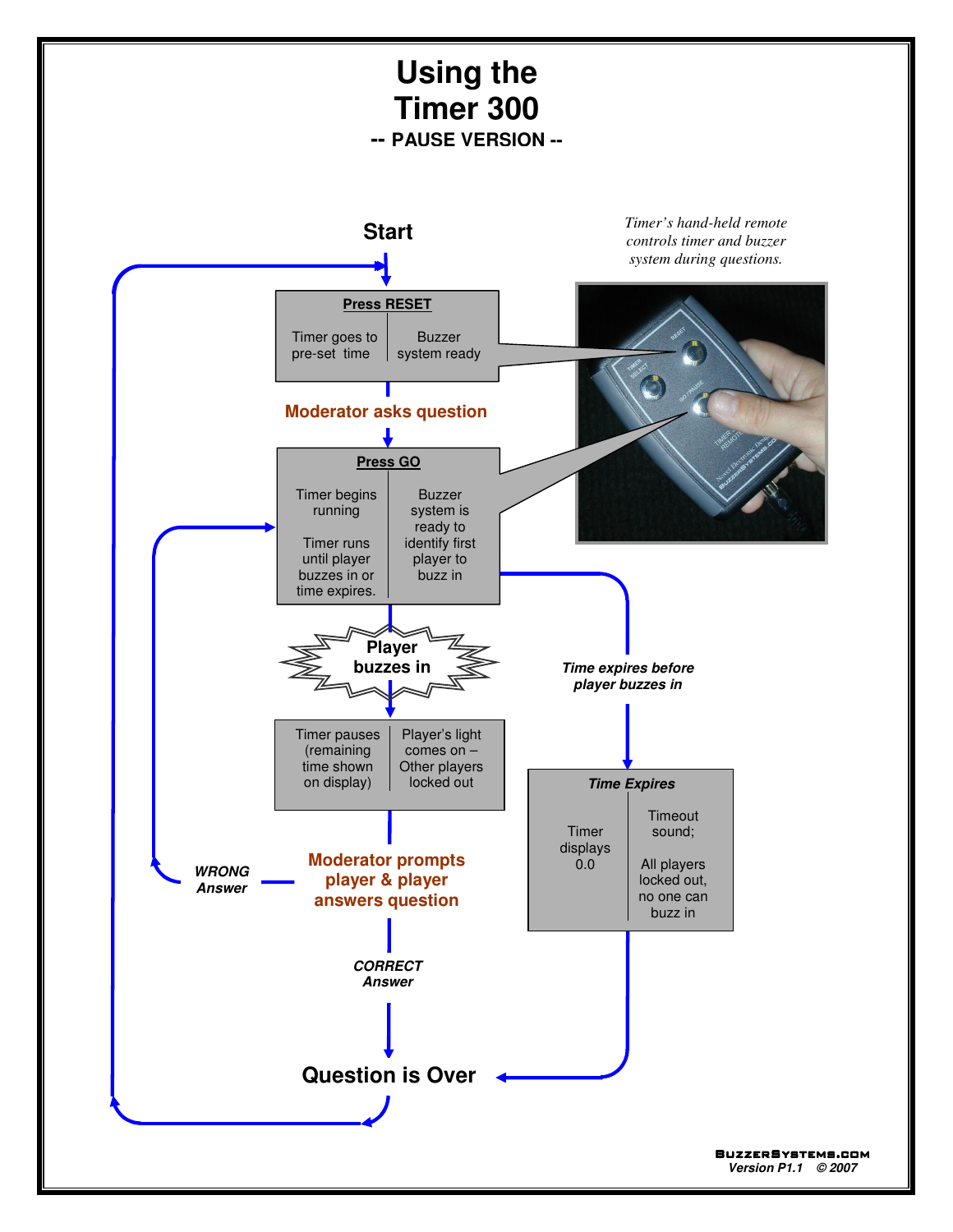# Using the Timer 300

### -- PAUSE VERSION --

*Timer's hand-held remote controls timer and buzzer system during questions.*

**Start**

**Press RESET**

| Timer goes to pre-set time | Buzzer system ready |
|---|---|

**Moderator asks question**

**Press GO**

| Timer begins running<br><br>Timer runs until player buzzes in or time expires. | Buzzer system is ready to identify first player to buzz in |
|---|---|

**Player buzzes in**

| Timer pauses (remaining time shown on display) | Player's light comes on – Other players locked out |
|---|---|

**Moderator prompts player & player answers question**

***WRONG Answer***

***CORRECT Answer***

***Time expires before player buzzes in***

***Time Expires***

| Timer displays 0.0 | Timeout sound;<br><br>All players locked out, no one can buzz in |
|---|---|

**Question is Over**

**BuzzerSystems.com**
*Version P1.1 © 2007*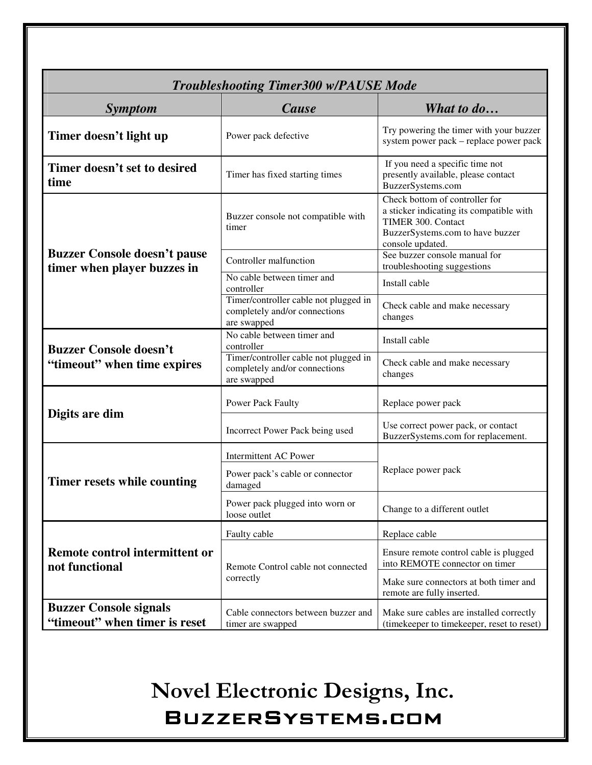| *Troubleshooting Timer300 w/PAUSE Mode* | | |
|---|---|---|
| ***Symptom*** | ***Cause*** | ***What to do…*** |
| **Timer doesn't light up** | Power pack defective | Try powering the timer with your buzzer system power pack – replace power pack |
| **Timer doesn't set to desired time** | Timer has fixed starting times | If you need a specific time not presently available, please contact BuzzerSystems.com |
| **Buzzer Console doesn't pause timer when player buzzes in** | Buzzer console not compatible with timer | Check bottom of controller for a sticker indicating its compatible with TIMER 300. Contact BuzzerSystems.com to have buzzer console updated. |
| | Controller malfunction | See buzzer console manual for troubleshooting suggestions |
| | No cable between timer and controller | Install cable |
| | Timer/controller cable not plugged in completely and/or connections are swapped | Check cable and make necessary changes |
| **Buzzer Console doesn't "timeout" when time expires** | No cable between timer and controller | Install cable |
| | Timer/controller cable not plugged in completely and/or connections are swapped | Check cable and make necessary changes |
| **Digits are dim** | Power Pack Faulty | Replace power pack |
| | Incorrect Power Pack being used | Use correct power pack, or contact BuzzerSystems.com for replacement. |
| **Timer resets while counting** | Intermittent AC Power | Replace power pack |
| | Power pack's cable or connector damaged | |
| | Power pack plugged into worn or loose outlet | Change to a different outlet |
| **Remote control intermittent or not functional** | Faulty cable | Replace cable |
| | Remote Control cable not connected correctly | Ensure remote control cable is plugged into REMOTE connector on timer |
| | | Make sure connectors at both timer and remote are fully inserted. |
| **Buzzer Console signals "timeout" when timer is reset** | Cable connectors between buzzer and timer are swapped | Make sure cables are installed correctly (timekeeper to timekeeper, reset to reset) |

# Novel Electronic Designs, Inc.

## BuzzerSystems.com